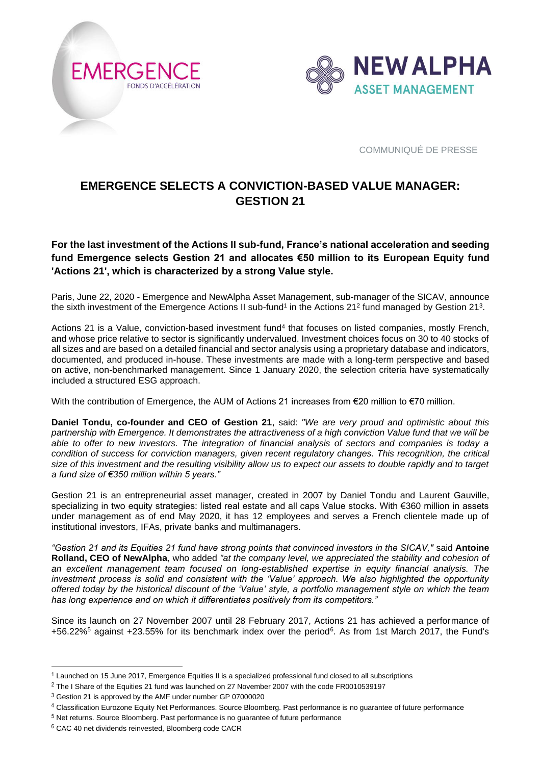COMMUNIQUÉ DE PRESSE

# EMERGENCE SELECTS A CONVICTION-BASED VALUE MANAGER: GESTION 21

**For the last investment of the Actions II sub-fund, France's national acceleration and seeding fund Emergence selects Gestion 21 and allocates €50 million to its European Equity fund 'Actions 21', which is characterized by a strong Value style.**

Paris, June 22, 2020 - Emergence and NewAlpha Asset Management, sub-manager of the SICAV, announce the sixth investment of the Emergence Actions II sub-fund[1] in the Actions 21[2] fund managed by Gestion 21[3].

Actions 21 is a Value, conviction-based investment fund[4] that focuses on listed companies, mostly French, and whose price relative to sector is significantly undervalued. Investment choices focus on 30 to 40 stocks of all sizes and are based on a detailed financial and sector analysis using a proprietary database and indicators, documented, and produced in-house. These investments are made with a long-term perspective and based on active, non-benchmarked management. Since 1 January 2020, the selection criteria have systematically included a structured ESG approach.

With the contribution of Emergence, the AUM of Actions 21 increases from €20 million to €70 million.

**Daniel Tondu, co-founder and CEO of Gestion 21**, said: *"We are very proud and optimistic about this partnership with Emergence. It demonstrates the attractiveness of a high conviction Value fund that we will be able to offer to new investors. The integration of financial analysis of sectors and companies is today a condition of success for conviction managers, given recent regulatory changes. This recognition, the critical size of this investment and the resulting visibility allow us to expect our assets to double rapidly and to target a fund size of €350 million within 5 years."*

Gestion 21 is an entrepreneurial asset manager, created in 2007 by Daniel Tondu and Laurent Gauville, specializing in two equity strategies: listed real estate and all caps Value stocks. With €360 million in assets under management as of end May 2020, it has 12 employees and serves a French clientele made up of institutional investors, IFAs, private banks and multimanagers.

*"Gestion 21 and its Equities 21 fund have strong points that convinced investors in the SICAV,"* said **Antoine Rolland, CEO of NewAlpha**, who added *"at the company level, we appreciated the stability and cohesion of an excellent management team focused on long-established expertise in equity financial analysis. The investment process is solid and consistent with the 'Value' approach. We also highlighted the opportunity offered today by the historical discount of the 'Value' style, a portfolio management style on which the team has long experience and on which it differentiates positively from its competitors."*

Since its launch on 27 November 2007 until 28 February 2017, Actions 21 has achieved a performance of +56.22%[5] against +23.55% for its benchmark index over the period[6]. As from 1st March 2017, the Fund's

---

[1] Launched on 15 June 2017, Emergence Equities II is a specialized professional fund closed to all subscriptions

[2] The I Share of the Equities 21 fund was launched on 27 November 2007 with the code FR0010539197

[3] Gestion 21 is approved by the AMF under number GP 07000020

[4] Classification Eurozone Equity Net Performances. Source Bloomberg. Past performance is no guarantee of future performance

[5] Net returns. Source Bloomberg. Past performance is no guarantee of future performance

[6] CAC 40 net dividends reinvested, Bloomberg code CACR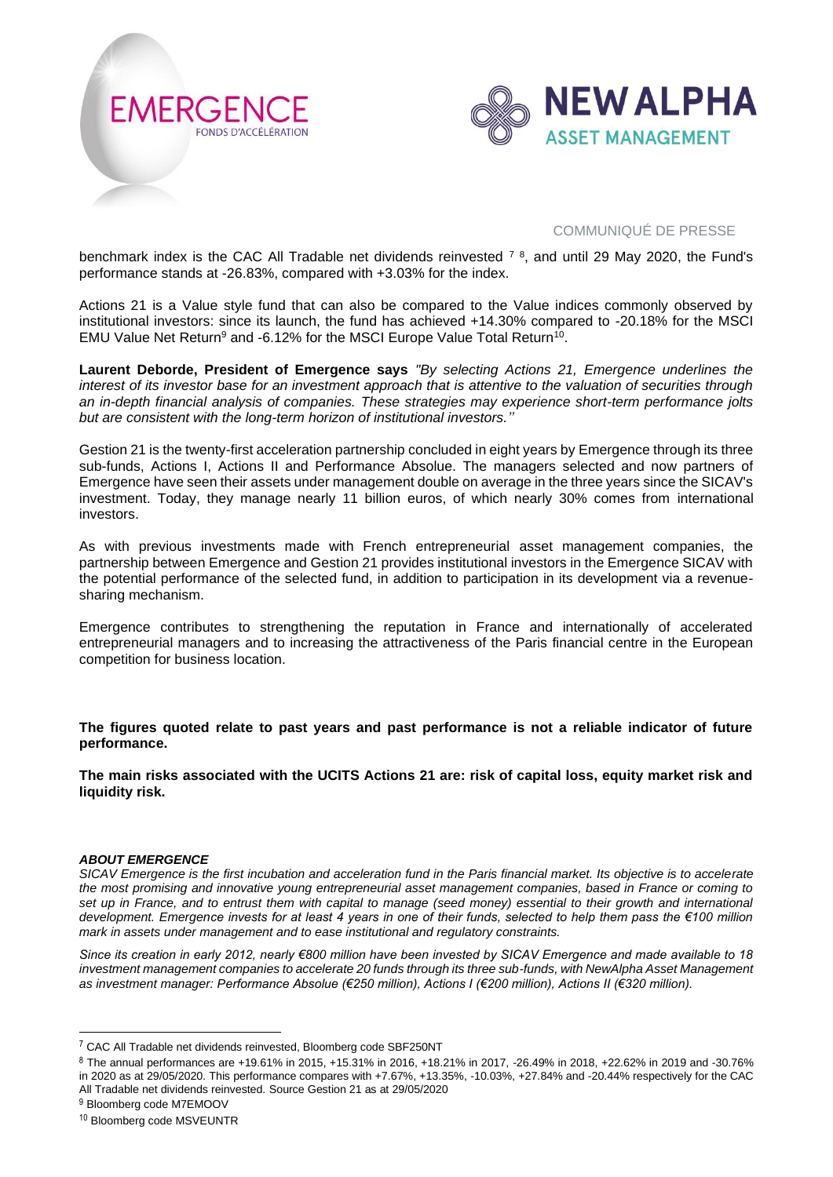benchmark index is the CAC All Tradable net dividends reinvested [7] [8], and until 29 May 2020, the Fund's performance stands at -26.83%, compared with +3.03% for the index.

Actions 21 is a Value style fund that can also be compared to the Value indices commonly observed by institutional investors: since its launch, the fund has achieved +14.30% compared to -20.18% for the MSCI EMU Value Net Return[9] and -6.12% for the MSCI Europe Value Total Return[10].

**Laurent Deborde, President of Emergence says** *"By selecting Actions 21, Emergence underlines the interest of its investor base for an investment approach that is attentive to the valuation of securities through an in-depth financial analysis of companies. These strategies may experience short-term performance jolts but are consistent with the long-term horizon of institutional investors."*

Gestion 21 is the twenty-first acceleration partnership concluded in eight years by Emergence through its three sub-funds, Actions I, Actions II and Performance Absolue. The managers selected and now partners of Emergence have seen their assets under management double on average in the three years since the SICAV's investment. Today, they manage nearly 11 billion euros, of which nearly 30% comes from international investors.

As with previous investments made with French entrepreneurial asset management companies, the partnership between Emergence and Gestion 21 provides institutional investors in the Emergence SICAV with the potential performance of the selected fund, in addition to participation in its development via a revenue-sharing mechanism.

Emergence contributes to strengthening the reputation in France and internationally of accelerated entrepreneurial managers and to increasing the attractiveness of the Paris financial centre in the European competition for business location.

**The figures quoted relate to past years and past performance is not a reliable indicator of future performance.**

**The main risks associated with the UCITS Actions 21 are: risk of capital loss, equity market risk and liquidity risk.**

***ABOUT EMERGENCE***

*SICAV Emergence is the first incubation and acceleration fund in the Paris financial market. Its objective is to accelerate the most promising and innovative young entrepreneurial asset management companies, based in France or coming to set up in France, and to entrust them with capital to manage (seed money) essential to their growth and international development. Emergence invests for at least 4 years in one of their funds, selected to help them pass the €100 million mark in assets under management and to ease institutional and regulatory constraints.*

*Since its creation in early 2012, nearly €800 million have been invested by SICAV Emergence and made available to 18 investment management companies to accelerate 20 funds through its three sub-funds, with NewAlpha Asset Management as investment manager: Performance Absolue (€250 million), Actions I (€200 million), Actions II (€320 million).*

---

[7] CAC All Tradable net dividends reinvested, Bloomberg code SBF250NT

[8] The annual performances are +19.61% in 2015, +15.31% in 2016, +18.21% in 2017, -26.49% in 2018, +22.62% in 2019 and -30.76% in 2020 as at 29/05/2020. This performance compares with +7.67%, +13.35%, -10.03%, +27.84% and -20.44% respectively for the CAC All Tradable net dividends reinvested. Source Gestion 21 as at 29/05/2020

[9] Bloomberg code M7EMOOV

[10] Bloomberg code MSVEUNTR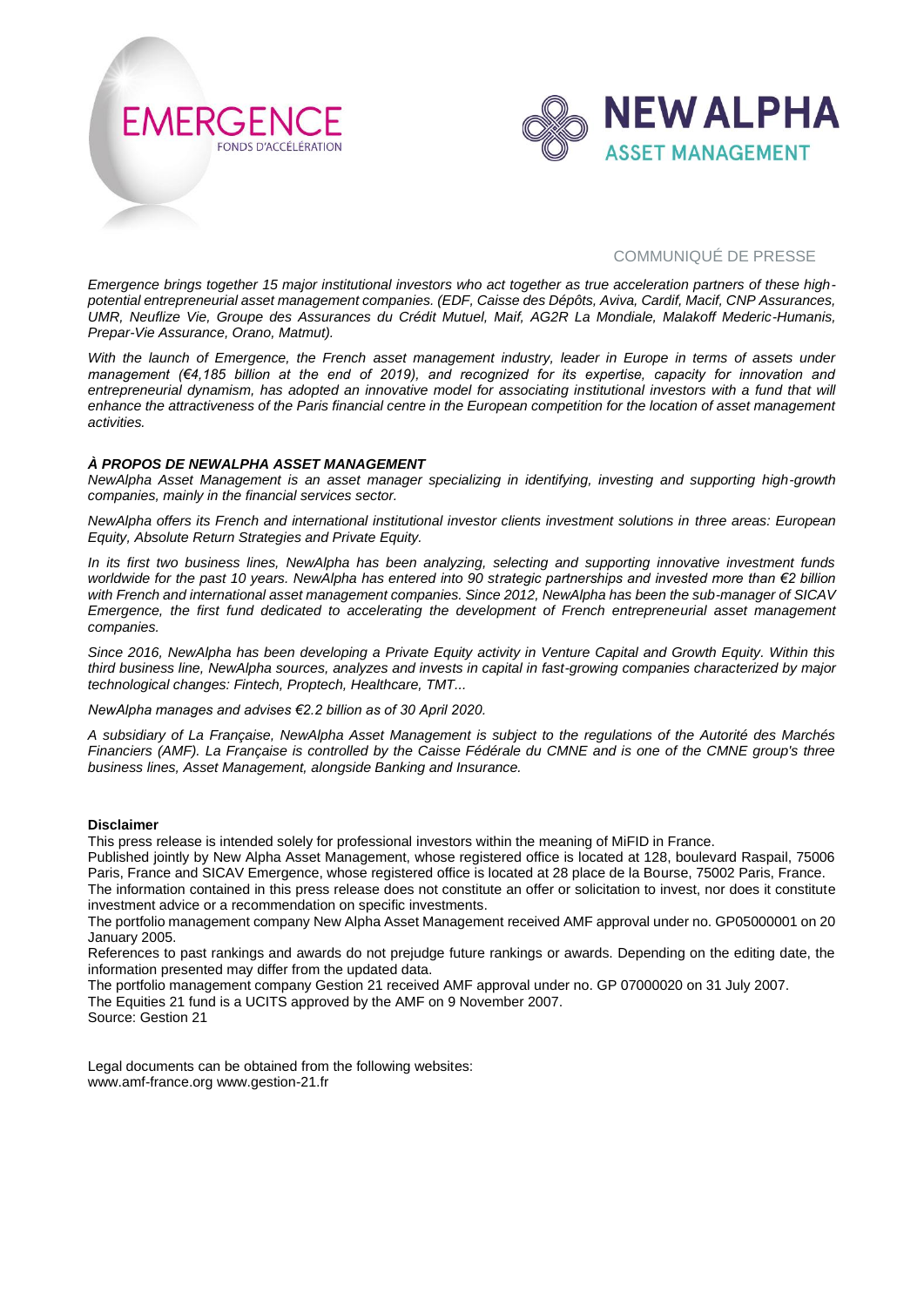COMMUNIQUÉ DE PRESSE

*Emergence brings together 15 major institutional investors who act together as true acceleration partners of these high-potential entrepreneurial asset management companies. (EDF, Caisse des Dépôts, Aviva, Cardif, Macif, CNP Assurances, UMR, Neuflize Vie, Groupe des Assurances du Crédit Mutuel, Maif, AG2R La Mondiale, Malakoff Mederic-Humanis, Prepar-Vie Assurance, Orano, Matmut).*

*With the launch of Emergence, the French asset management industry, leader in Europe in terms of assets under management (€4,185 billion at the end of 2019), and recognized for its expertise, capacity for innovation and entrepreneurial dynamism, has adopted an innovative model for associating institutional investors with a fund that will enhance the attractiveness of the Paris financial centre in the European competition for the location of asset management activities.*

***À PROPOS DE NEWALPHA ASSET MANAGEMENT***

*NewAlpha Asset Management is an asset manager specializing in identifying, investing and supporting high-growth companies, mainly in the financial services sector.*

*NewAlpha offers its French and international institutional investor clients investment solutions in three areas: European Equity, Absolute Return Strategies and Private Equity.*

*In its first two business lines, NewAlpha has been analyzing, selecting and supporting innovative investment funds worldwide for the past 10 years. NewAlpha has entered into 90 strategic partnerships and invested more than €2 billion with French and international asset management companies. Since 2012, NewAlpha has been the sub-manager of SICAV Emergence, the first fund dedicated to accelerating the development of French entrepreneurial asset management companies.*

*Since 2016, NewAlpha has been developing a Private Equity activity in Venture Capital and Growth Equity. Within this third business line, NewAlpha sources, analyzes and invests in capital in fast-growing companies characterized by major technological changes: Fintech, Proptech, Healthcare, TMT...*

*NewAlpha manages and advises €2.2 billion as of 30 April 2020.*

*A subsidiary of La Française, NewAlpha Asset Management is subject to the regulations of the Autorité des Marchés Financiers (AMF). La Française is controlled by the Caisse Fédérale du CMNE and is one of the CMNE group's three business lines, Asset Management, alongside Banking and Insurance.*

**Disclaimer**

This press release is intended solely for professional investors within the meaning of MiFID in France.
Published jointly by New Alpha Asset Management, whose registered office is located at 128, boulevard Raspail, 75006 Paris, France and SICAV Emergence, whose registered office is located at 28 place de la Bourse, 75002 Paris, France.
The information contained in this press release does not constitute an offer or solicitation to invest, nor does it constitute investment advice or a recommendation on specific investments.
The portfolio management company New Alpha Asset Management received AMF approval under no. GP05000001 on 20 January 2005.
References to past rankings and awards do not prejudge future rankings or awards. Depending on the editing date, the information presented may differ from the updated data.
The portfolio management company Gestion 21 received AMF approval under no. GP 07000020 on 31 July 2007.
The Equities 21 fund is a UCITS approved by the AMF on 9 November 2007.
Source: Gestion 21

Legal documents can be obtained from the following websites:
www.amf-france.org www.gestion-21.fr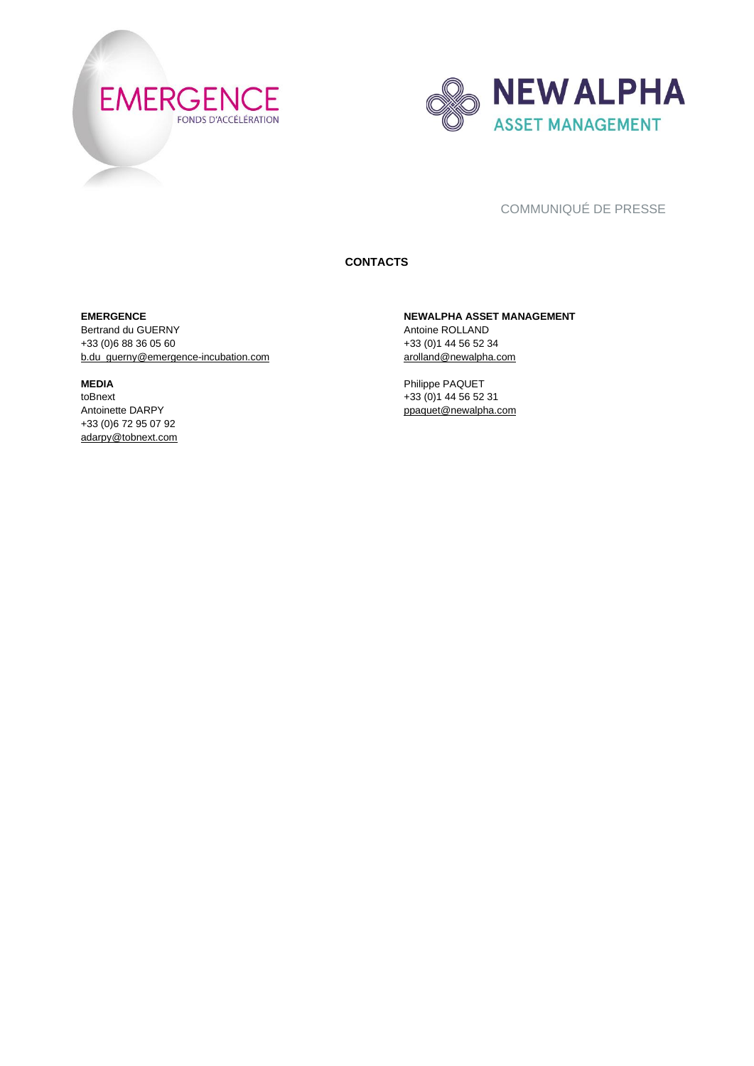EMERGENCE
FONDS D'ACCÉLÉRATION

NEWALPHA
ASSET MANAGEMENT

COMMUNIQUÉ DE PRESSE

## CONTACTS

**EMERGENCE**
Bertrand du GUERNY
+33 (0)6 88 36 05 60
b.du_guerny@emergence-incubation.com

**MEDIA**
toBnext
Antoinette DARPY
+33 (0)6 72 95 07 92
adarpy@tobnext.com

**NEWALPHA ASSET MANAGEMENT**
Antoine ROLLAND
+33 (0)1 44 56 52 34
arolland@newalpha.com

Philippe PAQUET
+33 (0)1 44 56 52 31
ppaquet@newalpha.com